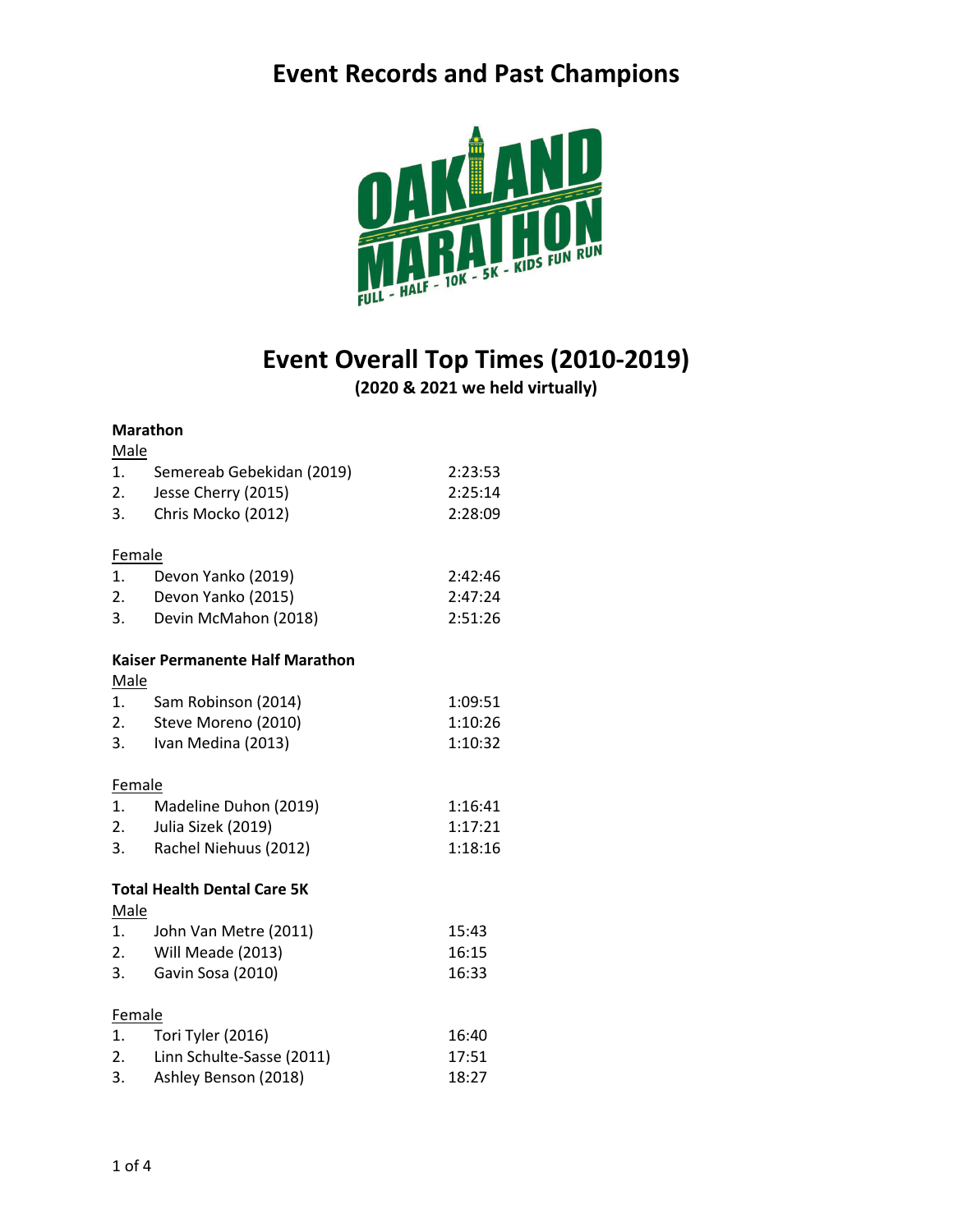# Event Records and Past Champions

## Event Overall Top Times (2010-2019)

**(2020 & 2021 we held virtually)**

### Marathon

Male

| | Name | Time |
|---|---|---|
| 1. | Semereab Gebekidan (2019) | 2:23:53 |
| 2. | Jesse Cherry (2015) | 2:25:14 |
| 3. | Chris Mocko (2012) | 2:28:09 |

Female

| | Name | Time |
|---|---|---|
| 1. | Devon Yanko (2019) | 2:42:46 |
| 2. | Devon Yanko (2015) | 2:47:24 |
| 3. | Devin McMahon (2018) | 2:51:26 |

### Kaiser Permanente Half Marathon

Male

| | Name | Time |
|---|---|---|
| 1. | Sam Robinson (2014) | 1:09:51 |
| 2. | Steve Moreno (2010) | 1:10:26 |
| 3. | Ivan Medina (2013) | 1:10:32 |

Female

| | Name | Time |
|---|---|---|
| 1. | Madeline Duhon (2019) | 1:16:41 |
| 2. | Julia Sizek (2019) | 1:17:21 |
| 3. | Rachel Niehuus (2012) | 1:18:16 |

### Total Health Dental Care 5K

Male

| | Name | Time |
|---|---|---|
| 1. | John Van Metre (2011) | 15:43 |
| 2. | Will Meade (2013) | 16:15 |
| 3. | Gavin Sosa (2010) | 16:33 |

Female

| | Name | Time |
|---|---|---|
| 1. | Tori Tyler (2016) | 16:40 |
| 2. | Linn Schulte-Sasse (2011) | 17:51 |
| 3. | Ashley Benson (2018) | 18:27 |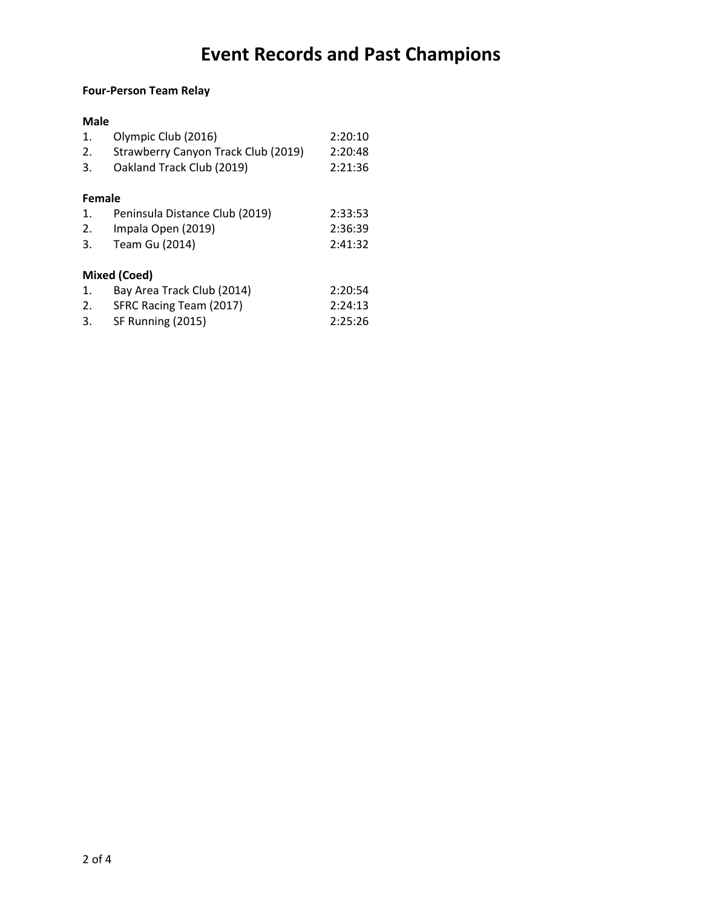# Event Records and Past Champions

**Four-Person Team Relay**

**Male**

1. Olympic Club (2016) 2:20:10
2. Strawberry Canyon Track Club (2019) 2:20:48
3. Oakland Track Club (2019) 2:21:36

**Female**

1. Peninsula Distance Club (2019) 2:33:53
2. Impala Open (2019) 2:36:39
3. Team Gu (2014) 2:41:32

**Mixed (Coed)**

1. Bay Area Track Club (2014) 2:20:54
2. SFRC Racing Team (2017) 2:24:13
3. SF Running (2015) 2:25:26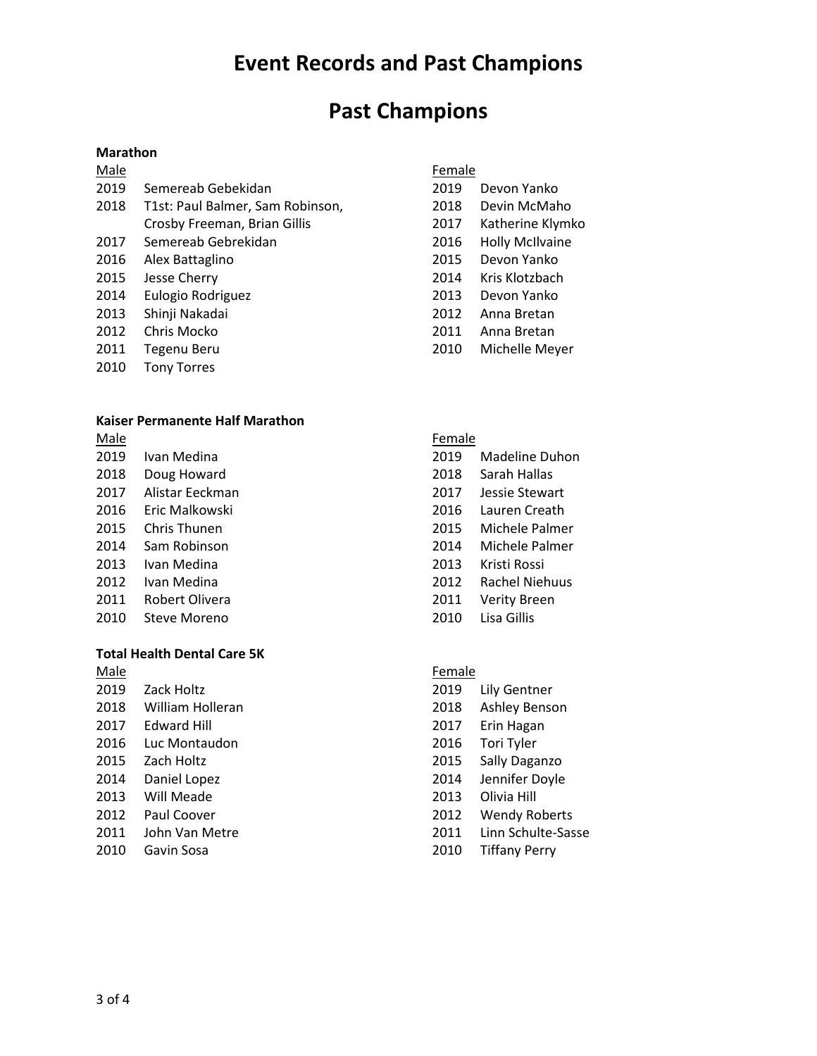# Event Records and Past Champions

## Past Champions

### Marathon

**Male**

| Year | Champion |
|---|---|
| 2019 | Semereab Gebekidan |
| 2018 | T1st: Paul Balmer, Sam Robinson, Crosby Freeman, Brian Gillis |
| 2017 | Semereab Gebrekidan |
| 2016 | Alex Battaglino |
| 2015 | Jesse Cherry |
| 2014 | Eulogio Rodriguez |
| 2013 | Shinji Nakadai |
| 2012 | Chris Mocko |
| 2011 | Tegenu Beru |
| 2010 | Tony Torres |

**Female**

| Year | Champion |
|---|---|
| 2019 | Devon Yanko |
| 2018 | Devin McMaho |
| 2017 | Katherine Klymko |
| 2016 | Holly McIlvaine |
| 2015 | Devon Yanko |
| 2014 | Kris Klotzbach |
| 2013 | Devon Yanko |
| 2012 | Anna Bretan |
| 2011 | Anna Bretan |
| 2010 | Michelle Meyer |

### Kaiser Permanente Half Marathon

**Male**

| Year | Champion |
|---|---|
| 2019 | Ivan Medina |
| 2018 | Doug Howard |
| 2017 | Alistar Eeckman |
| 2016 | Eric Malkowski |
| 2015 | Chris Thunen |
| 2014 | Sam Robinson |
| 2013 | Ivan Medina |
| 2012 | Ivan Medina |
| 2011 | Robert Olivera |
| 2010 | Steve Moreno |

**Female**

| Year | Champion |
|---|---|
| 2019 | Madeline Duhon |
| 2018 | Sarah Hallas |
| 2017 | Jessie Stewart |
| 2016 | Lauren Creath |
| 2015 | Michele Palmer |
| 2014 | Michele Palmer |
| 2013 | Kristi Rossi |
| 2012 | Rachel Niehuus |
| 2011 | Verity Breen |
| 2010 | Lisa Gillis |

### Total Health Dental Care 5K

**Male**

| Year | Champion |
|---|---|
| 2019 | Zack Holtz |
| 2018 | William Holleran |
| 2017 | Edward Hill |
| 2016 | Luc Montaudon |
| 2015 | Zach Holtz |
| 2014 | Daniel Lopez |
| 2013 | Will Meade |
| 2012 | Paul Coover |
| 2011 | John Van Metre |
| 2010 | Gavin Sosa |

**Female**

| Year | Champion |
|---|---|
| 2019 | Lily Gentner |
| 2018 | Ashley Benson |
| 2017 | Erin Hagan |
| 2016 | Tori Tyler |
| 2015 | Sally Daganzo |
| 2014 | Jennifer Doyle |
| 2013 | Olivia Hill |
| 2012 | Wendy Roberts |
| 2011 | Linn Schulte-Sasse |
| 2010 | Tiffany Perry |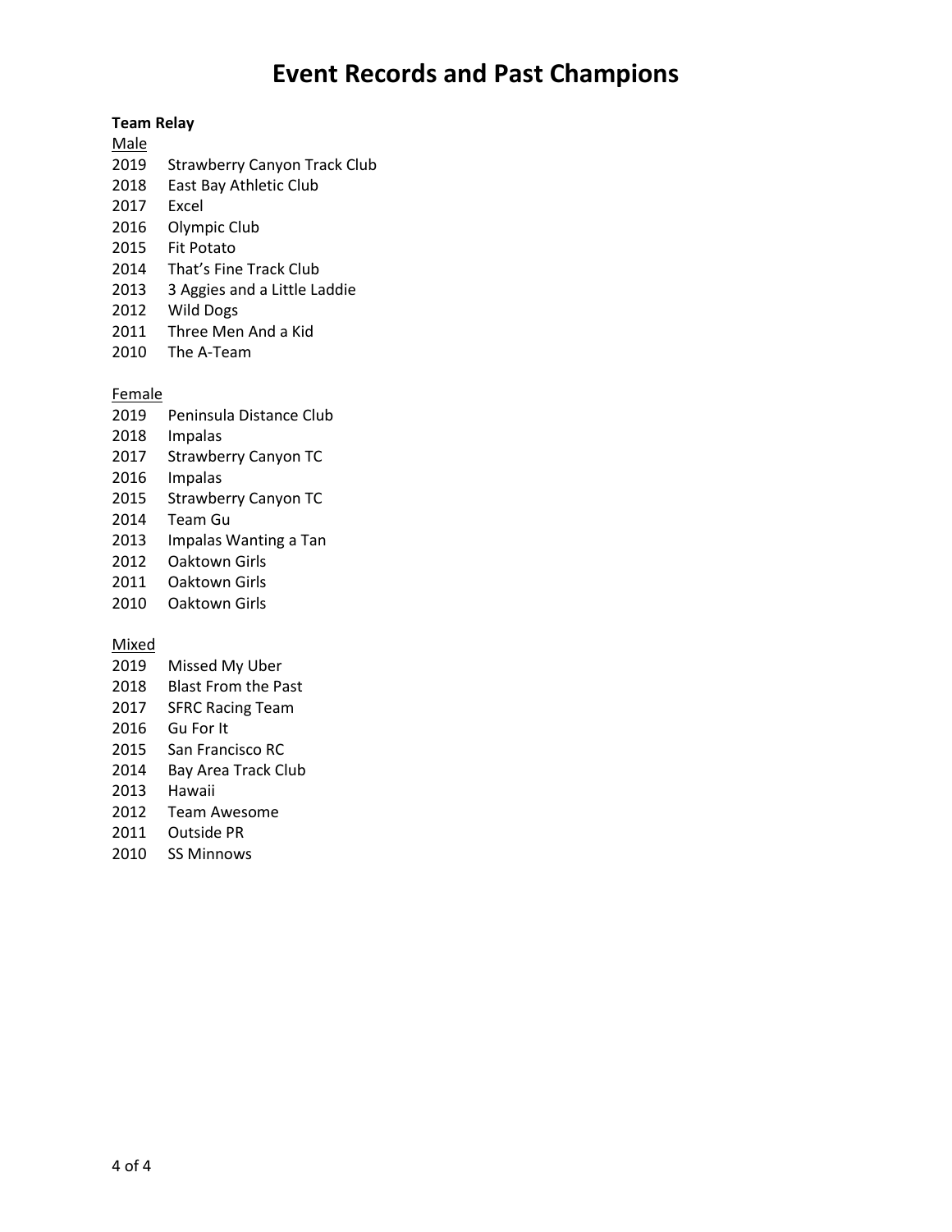# Event Records and Past Champions

**Team Relay**

Male

2019 Strawberry Canyon Track Club
2018 East Bay Athletic Club
2017 Excel
2016 Olympic Club
2015 Fit Potato
2014 That's Fine Track Club
2013 3 Aggies and a Little Laddie
2012 Wild Dogs
2011 Three Men And a Kid
2010 The A-Team

Female

2019 Peninsula Distance Club
2018 Impalas
2017 Strawberry Canyon TC
2016 Impalas
2015 Strawberry Canyon TC
2014 Team Gu
2013 Impalas Wanting a Tan
2012 Oaktown Girls
2011 Oaktown Girls
2010 Oaktown Girls

Mixed

2019 Missed My Uber
2018 Blast From the Past
2017 SFRC Racing Team
2016 Gu For It
2015 San Francisco RC
2014 Bay Area Track Club
2013 Hawaii
2012 Team Awesome
2011 Outside PR
2010 SS Minnows